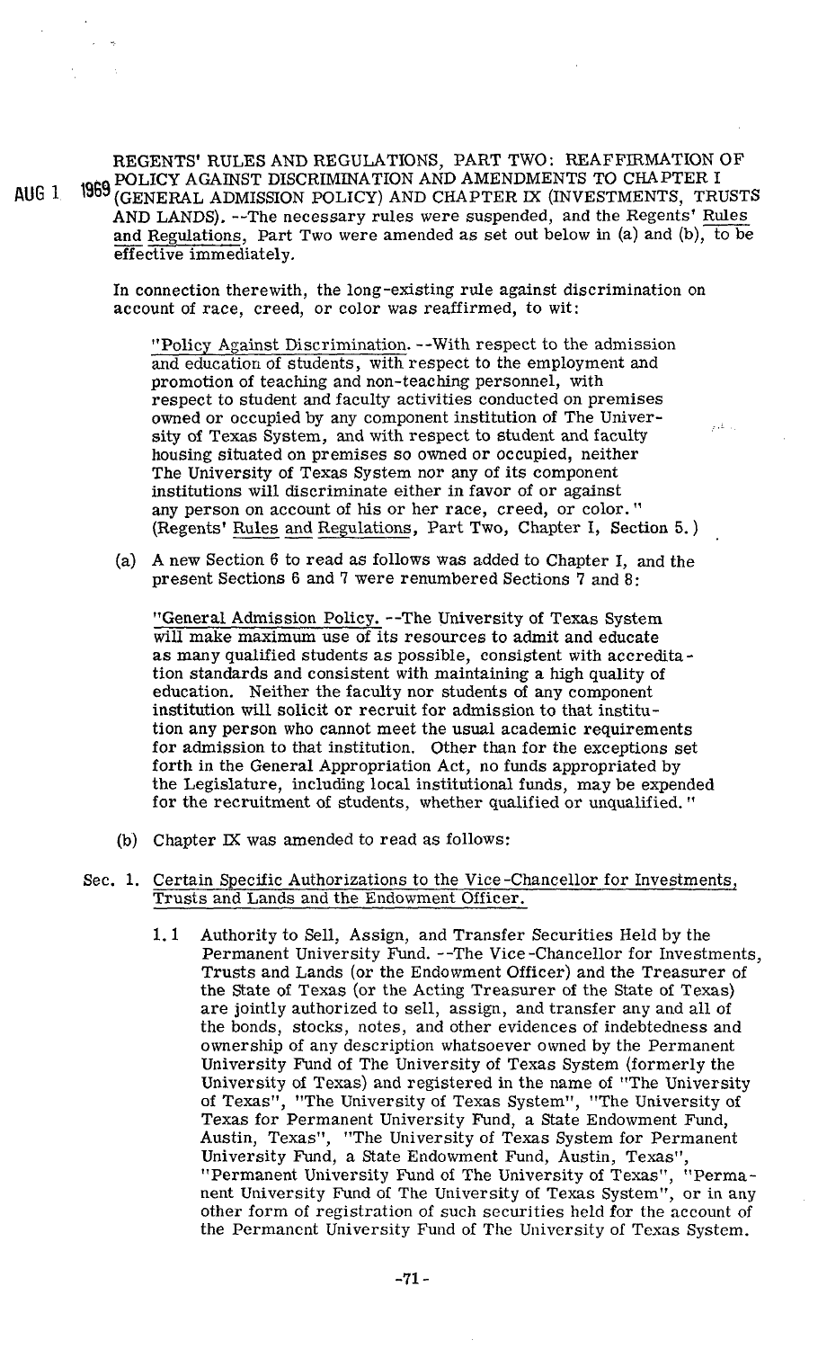AUG 1 1969

REGENTS' RULES AND REGULATIONS, PART TWO: REAFFIRMATION OF POLICY AGAINST DISCRIMINATION AND AMENDMENTS TO CHAPTER I (GENERAL ADMISSION POLICY) AND CHAPTER IX (INVESTMENTS, TRUSTS AND LANDS). --The necessary rules were suspended, and the Regents' Rules and Regulations, Part Two were amended as set out below in (a) and (b), to be effective immediately.

In connection therewith, the long-existing rule against discrimination on account of race, creed, or color was reaffirmed, to wit:

> "Policy Against Discrimination. --With respect to the admission and education of students, with respect to the employment and promotion of teaching and non-teaching personnel, with respect to student and faculty activities conducted on premises owned or occupied by any component institution of The University of Texas System, and with respect to student and faculty housing situated on premises so owned or occupied, neither The University of Texas System nor any of its component institutions will discriminate either in favor of or against any person on account of his or her race, creed, or color." (Regents' Rules and Regulations, Part Two, Chapter I, Section 5.)

(a) A new Section 6 to read as follows was added to Chapter I, and the present Sections 6 and 7 were renumbered Sections 7 and 8:

> "General Admission Policy. --The University of Texas System will make maximum use of its resources to admit and educate as many qualified students as possible, consistent with accreditation standards and consistent with maintaining a high quality of education. Neither the faculty nor students of any component institution will solicit or recruit for admission to that institution any person who cannot meet the usual academic requirements for admission to that institution. Other than for the exceptions set forth in the General Appropriation Act, no funds appropriated by the Legislature, including local institutional funds, may be expended for the recruitment of students, whether qualified or unqualified."

(b) Chapter IX was amended to read as follows:

Sec. 1. Certain Specific Authorizations to the Vice-Chancellor for Investments, Trusts and Lands and the Endowment Officer.

1.1 Authority to Sell, Assign, and Transfer Securities Held by the Permanent University Fund. --The Vice-Chancellor for Investments, Trusts and Lands (or the Endowment Officer) and the Treasurer of the State of Texas (or the Acting Treasurer of the State of Texas) are jointly authorized to sell, assign, and transfer any and all of the bonds, stocks, notes, and other evidences of indebtedness and ownership of any description whatsoever owned by the Permanent University Fund of The University of Texas System (formerly the University of Texas) and registered in the name of "The University of Texas", "The University of Texas System", "The University of Texas for Permanent University Fund, a State Endowment Fund, Austin, Texas", "The University of Texas System for Permanent University Fund, a State Endowment Fund, Austin, Texas", "Permanent University Fund of The University of Texas", "Permanent University Fund of The University of Texas System", or in any other form of registration of such securities held for the account of the Permanent University Fund of The University of Texas System.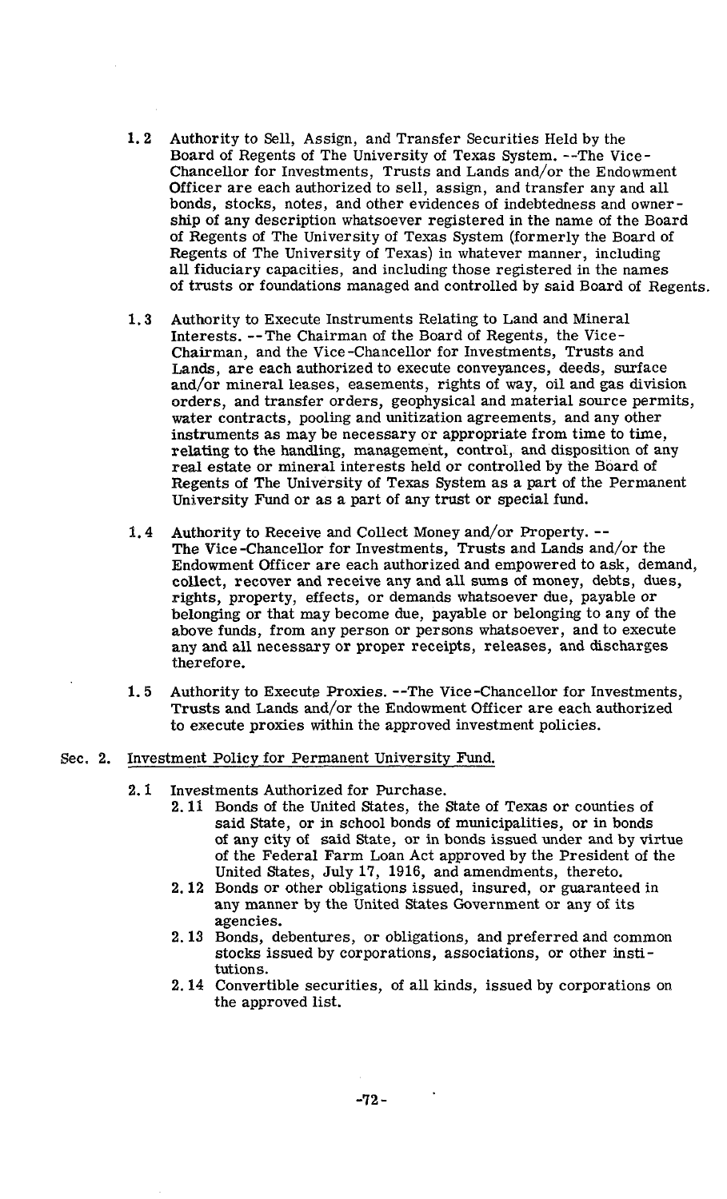**1.2** Authority to Sell, Assign, and Transfer Securities Held by the Board of Regents of The University of Texas System. --The Vice-Chancellor for Investments, Trusts and Lands and/or the Endowment Officer are each authorized to sell, assign, and transfer any and all bonds, stocks, notes, and other evidences of indebtedness and ownership of any description whatsoever registered in the name of the Board of Regents of The University of Texas System (formerly the Board of Regents of The University of Texas) in whatever manner, including all fiduciary capacities, and including those registered in the names of trusts or foundations managed and controlled by said Board of Regents.

**1.3** Authority to Execute Instruments Relating to Land and Mineral Interests. --The Chairman of the Board of Regents, the Vice-Chairman, and the Vice-Chancellor for Investments, Trusts and Lands, are each authorized to execute conveyances, deeds, surface and/or mineral leases, easements, rights of way, oil and gas division orders, and transfer orders, geophysical and material source permits, water contracts, pooling and unitization agreements, and any other instruments as may be necessary or appropriate from time to time, relating to the handling, management, control, and disposition of any real estate or mineral interests held or controlled by the Board of Regents of The University of Texas System as a part of the Permanent University Fund or as a part of any trust or special fund.

**1.4** Authority to Receive and Collect Money and/or Property. -- The Vice-Chancellor for Investments, Trusts and Lands and/or the Endowment Officer are each authorized and empowered to ask, demand, collect, recover and receive any and all sums of money, debts, dues, rights, property, effects, or demands whatsoever due, payable or belonging or that may become due, payable or belonging to any of the above funds, from any person or persons whatsoever, and to execute any and all necessary or proper receipts, releases, and discharges therefore.

**1.5** Authority to Execute Proxies. --The Vice-Chancellor for Investments, Trusts and Lands and/or the Endowment Officer are each authorized to execute proxies within the approved investment policies.

## Sec. 2. Investment Policy for Permanent University Fund.

**2.1** Investments Authorized for Purchase.

- **2.11** Bonds of the United States, the State of Texas or counties of said State, or in school bonds of municipalities, or in bonds of any city of said State, or in bonds issued under and by virtue of the Federal Farm Loan Act approved by the President of the United States, July 17, 1916, and amendments, thereto.
- **2.12** Bonds or other obligations issued, insured, or guaranteed in any manner by the United States Government or any of its agencies.
- **2.13** Bonds, debentures, or obligations, and preferred and common stocks issued by corporations, associations, or other institutions.
- **2.14** Convertible securities, of all kinds, issued by corporations on the approved list.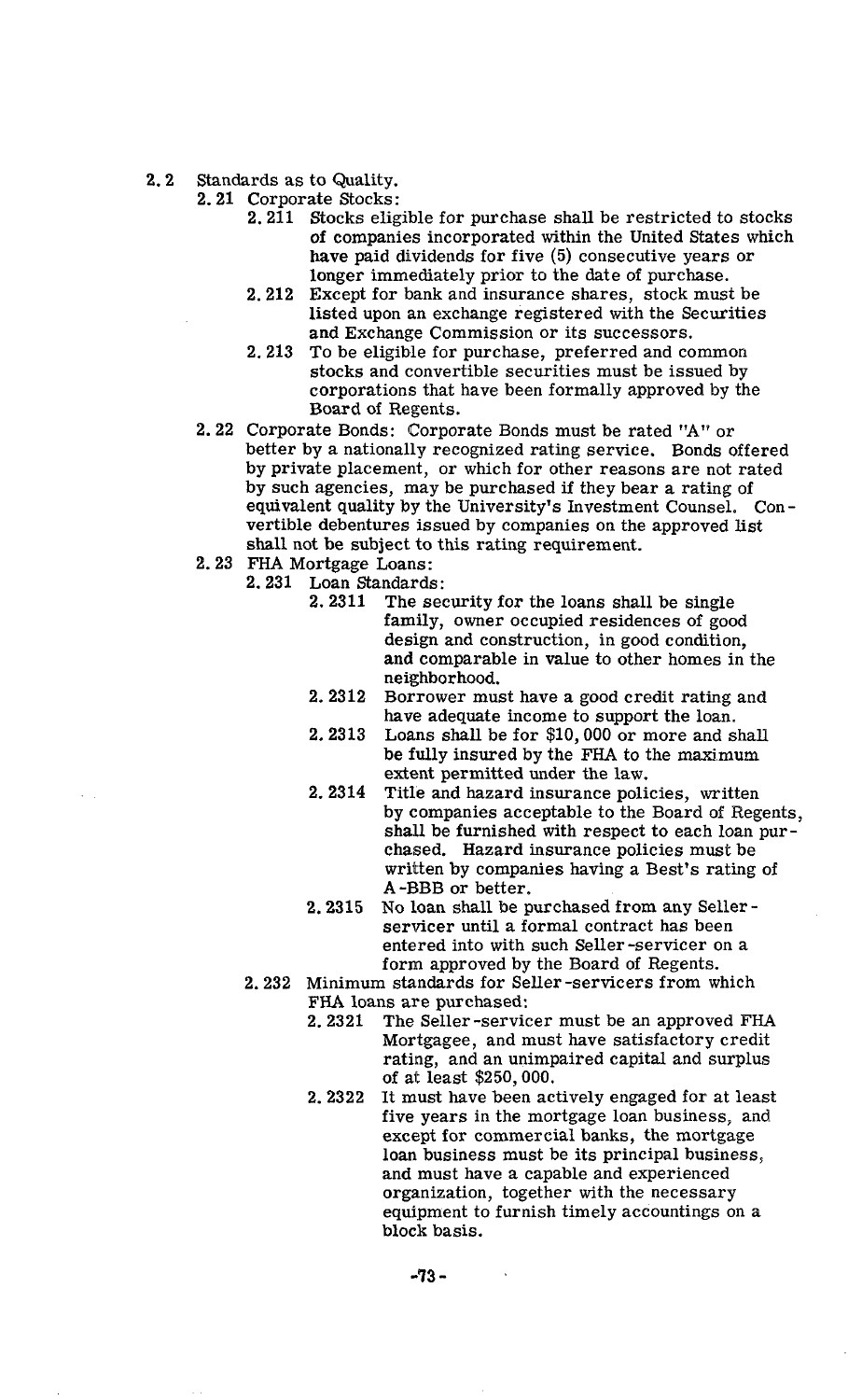2.2 Standards as to Quality.

- 2.21 Corporate Stocks:
  - 2.211 Stocks eligible for purchase shall be restricted to stocks of companies incorporated within the United States which have paid dividends for five (5) consecutive years or longer immediately prior to the date of purchase.
  - 2.212 Except for bank and insurance shares, stock must be listed upon an exchange registered with the Securities and Exchange Commission or its successors.
  - 2.213 To be eligible for purchase, preferred and common stocks and convertible securities must be issued by corporations that have been formally approved by the Board of Regents.
- 2.22 Corporate Bonds: Corporate Bonds must be rated "A" or better by a nationally recognized rating service. Bonds offered by private placement, or which for other reasons are not rated by such agencies, may be purchased if they bear a rating of equivalent quality by the University's Investment Counsel. Convertible debentures issued by companies on the approved list shall not be subject to this rating requirement.
- 2.23 FHA Mortgage Loans:
  - 2.231 Loan Standards:
    - 2.2311 The security for the loans shall be single family, owner occupied residences of good design and construction, in good condition, and comparable in value to other homes in the neighborhood.
    - 2.2312 Borrower must have a good credit rating and have adequate income to support the loan.
    - 2.2313 Loans shall be for $10,000 or more and shall be fully insured by the FHA to the maximum extent permitted under the law.
    - 2.2314 Title and hazard insurance policies, written by companies acceptable to the Board of Regents, shall be furnished with respect to each loan purchased. Hazard insurance policies must be written by companies having a Best's rating of A-BBB or better.
    - 2.2315 No loan shall be purchased from any Seller-servicer until a formal contract has been entered into with such Seller-servicer on a form approved by the Board of Regents.
  - 2.232 Minimum standards for Seller-servicers from which FHA loans are purchased:
    - 2.2321 The Seller-servicer must be an approved FHA Mortgagee, and must have satisfactory credit rating, and an unimpaired capital and surplus of at least $250,000.
    - 2.2322 It must have been actively engaged for at least five years in the mortgage loan business, and except for commercial banks, the mortgage loan business must be its principal business, and must have a capable and experienced organization, together with the necessary equipment to furnish timely accountings on a block basis.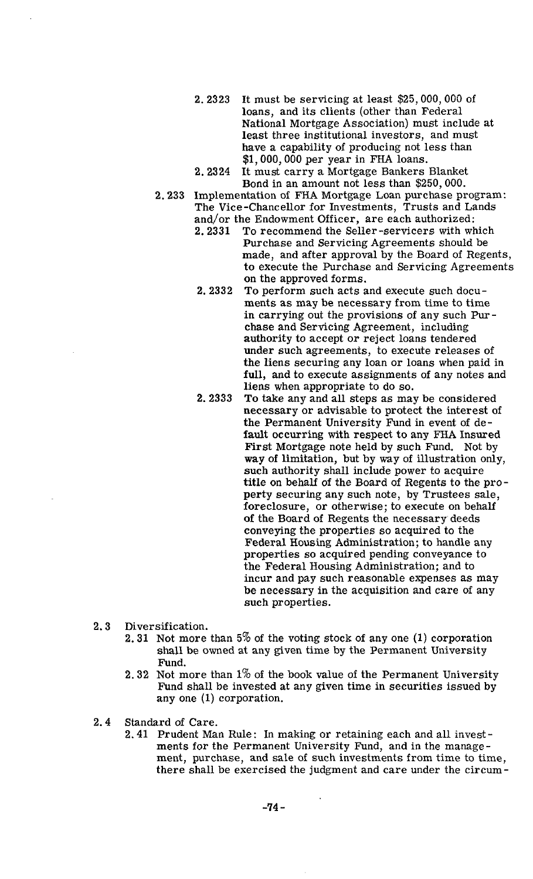2.2323 It must be servicing at least $25,000,000 of loans, and its clients (other than Federal National Mortgage Association) must include at least three institutional investors, and must have a capability of producing not less than $1,000,000 per year in FHA loans.

2.2324 It must carry a Mortgage Bankers Blanket Bond in an amount not less than $250,000.

2.233 Implementation of FHA Mortgage Loan purchase program: The Vice-Chancellor for Investments, Trusts and Lands and/or the Endowment Officer, are each authorized:

2.2331 To recommend the Seller-servicers with which Purchase and Servicing Agreements should be made, and after approval by the Board of Regents, to execute the Purchase and Servicing Agreements on the approved forms.

2.2332 To perform such acts and execute such documents as may be necessary from time to time in carrying out the provisions of any such Purchase and Servicing Agreement, including authority to accept or reject loans tendered under such agreements, to execute releases of the liens securing any loan or loans when paid in full, and to execute assignments of any notes and liens when appropriate to do so.

2.2333 To take any and all steps as may be considered necessary or advisable to protect the interest of the Permanent University Fund in event of default occurring with respect to any FHA Insured First Mortgage note held by such Fund. Not by way of limitation, but by way of illustration only, such authority shall include power to acquire title on behalf of the Board of Regents to the property securing any such note, by Trustees sale, foreclosure, or otherwise; to execute on behalf of the Board of Regents the necessary deeds conveying the properties so acquired to the Federal Housing Administration; to handle any properties so acquired pending conveyance to the Federal Housing Administration; and to incur and pay such reasonable expenses as may be necessary in the acquisition and care of any such properties.

2.3 Diversification.

2.31 Not more than 5% of the voting stock of any one (1) corporation shall be owned at any given time by the Permanent University Fund.

2.32 Not more than 1% of the book value of the Permanent University Fund shall be invested at any given time in securities issued by any one (1) corporation.

2.4 Standard of Care.

2.41 Prudent Man Rule: In making or retaining each and all investments for the Permanent University Fund, and in the management, purchase, and sale of such investments from time to time, there shall be exercised the judgment and care under the circum-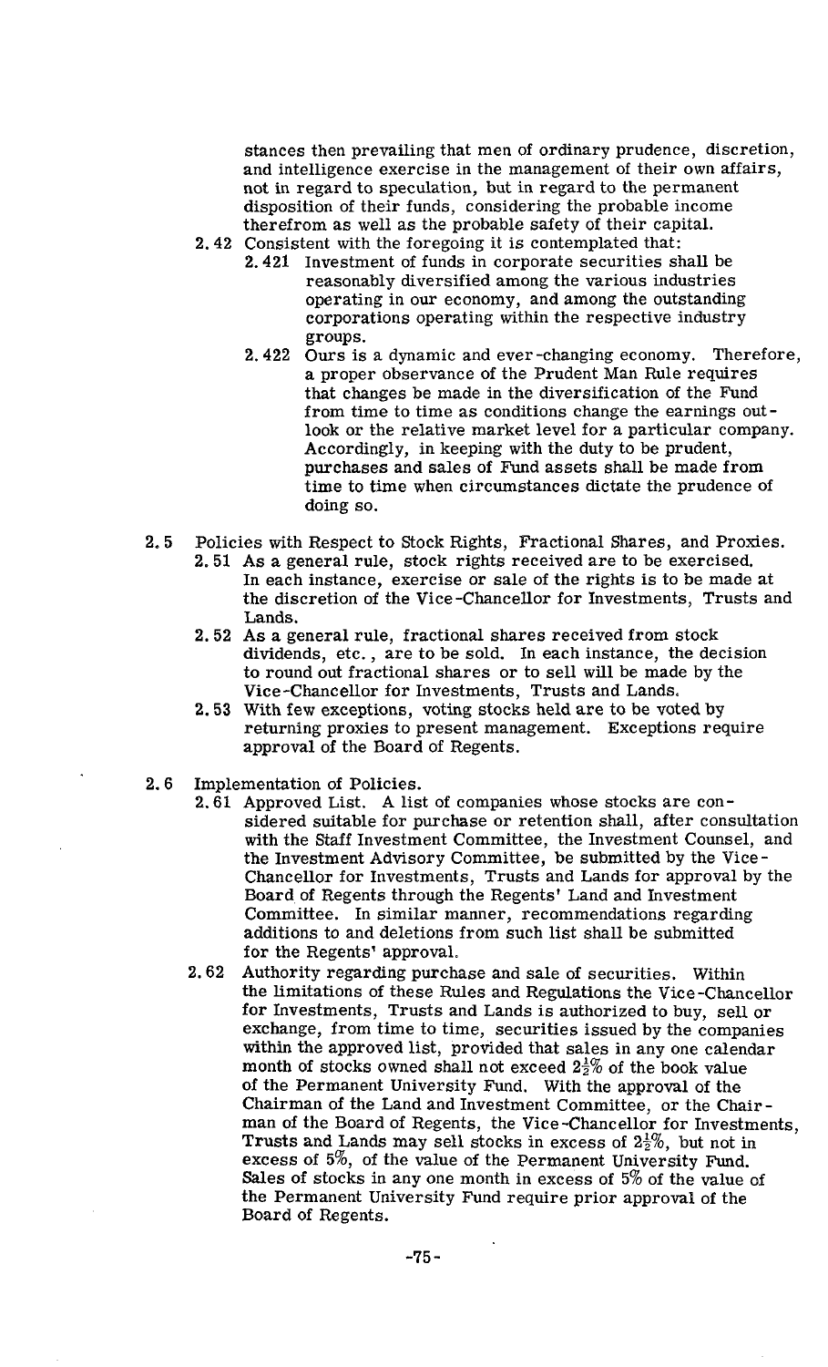stances then prevailing that men of ordinary prudence, discretion, and intelligence exercise in the management of their own affairs, not in regard to speculation, but in regard to the permanent disposition of their funds, considering the probable income therefrom as well as the probable safety of their capital.

2.42 Consistent with the foregoing it is contemplated that:

2.421 Investment of funds in corporate securities shall be reasonably diversified among the various industries operating in our economy, and among the outstanding corporations operating within the respective industry groups.

2.422 Ours is a dynamic and ever-changing economy. Therefore, a proper observance of the Prudent Man Rule requires that changes be made in the diversification of the Fund from time to time as conditions change the earnings outlook or the relative market level for a particular company. Accordingly, in keeping with the duty to be prudent, purchases and sales of Fund assets shall be made from time to time when circumstances dictate the prudence of doing so.

2.5 Policies with Respect to Stock Rights, Fractional Shares, and Proxies.

2.51 As a general rule, stock rights received are to be exercised. In each instance, exercise or sale of the rights is to be made at the discretion of the Vice-Chancellor for Investments, Trusts and Lands.

2.52 As a general rule, fractional shares received from stock dividends, etc., are to be sold. In each instance, the decision to round out fractional shares or to sell will be made by the Vice-Chancellor for Investments, Trusts and Lands.

2.53 With few exceptions, voting stocks held are to be voted by returning proxies to present management. Exceptions require approval of the Board of Regents.

2.6 Implementation of Policies.

2.61 Approved List. A list of companies whose stocks are considered suitable for purchase or retention shall, after consultation with the Staff Investment Committee, the Investment Counsel, and the Investment Advisory Committee, be submitted by the Vice-Chancellor for Investments, Trusts and Lands for approval by the Board of Regents through the Regents' Land and Investment Committee. In similar manner, recommendations regarding additions to and deletions from such list shall be submitted for the Regents' approval.

2.62 Authority regarding purchase and sale of securities. Within the limitations of these Rules and Regulations the Vice-Chancellor for Investments, Trusts and Lands is authorized to buy, sell or exchange, from time to time, securities issued by the companies within the approved list, provided that sales in any one calendar month of stocks owned shall not exceed $2\frac{1}{2}\%$ of the book value of the Permanent University Fund. With the approval of the Chairman of the Land and Investment Committee, or the Chairman of the Board of Regents, the Vice-Chancellor for Investments, Trusts and Lands may sell stocks in excess of $2\frac{1}{2}\%$, but not in excess of 5%, of the value of the Permanent University Fund. Sales of stocks in any one month in excess of 5% of the value of the Permanent University Fund require prior approval of the Board of Regents.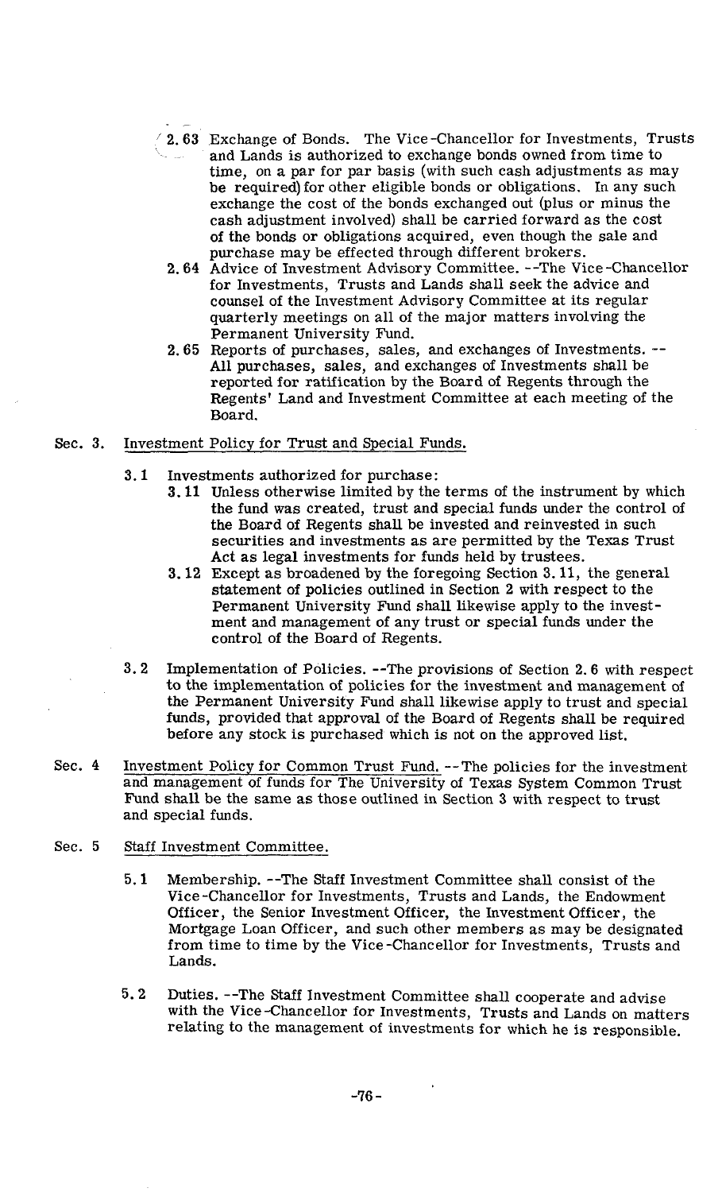2.63 Exchange of Bonds. The Vice-Chancellor for Investments, Trusts and Lands is authorized to exchange bonds owned from time to time, on a par for par basis (with such cash adjustments as may be required) for other eligible bonds or obligations. In any such exchange the cost of the bonds exchanged out (plus or minus the cash adjustment involved) shall be carried forward as the cost of the bonds or obligations acquired, even though the sale and purchase may be effected through different brokers.

2.64 Advice of Investment Advisory Committee. --The Vice-Chancellor for Investments, Trusts and Lands shall seek the advice and counsel of the Investment Advisory Committee at its regular quarterly meetings on all of the major matters involving the Permanent University Fund.

2.65 Reports of purchases, sales, and exchanges of Investments. -- All purchases, sales, and exchanges of Investments shall be reported for ratification by the Board of Regents through the Regents' Land and Investment Committee at each meeting of the Board.

Sec. 3. Investment Policy for Trust and Special Funds.

3.1 Investments authorized for purchase:

3.11 Unless otherwise limited by the terms of the instrument by which the fund was created, trust and special funds under the control of the Board of Regents shall be invested and reinvested in such securities and investments as are permitted by the Texas Trust Act as legal investments for funds held by trustees.

3.12 Except as broadened by the foregoing Section 3.11, the general statement of policies outlined in Section 2 with respect to the Permanent University Fund shall likewise apply to the investment and management of any trust or special funds under the control of the Board of Regents.

3.2 Implementation of Policies. --The provisions of Section 2.6 with respect to the implementation of policies for the investment and management of the Permanent University Fund shall likewise apply to trust and special funds, provided that approval of the Board of Regents shall be required before any stock is purchased which is not on the approved list.

Sec. 4 Investment Policy for Common Trust Fund. --The policies for the investment and management of funds for The University of Texas System Common Trust Fund shall be the same as those outlined in Section 3 with respect to trust and special funds.

Sec. 5 Staff Investment Committee.

5.1 Membership. --The Staff Investment Committee shall consist of the Vice-Chancellor for Investments, Trusts and Lands, the Endowment Officer, the Senior Investment Officer, the Investment Officer, the Mortgage Loan Officer, and such other members as may be designated from time to time by the Vice-Chancellor for Investments, Trusts and Lands.

5.2 Duties. --The Staff Investment Committee shall cooperate and advise with the Vice-Chancellor for Investments, Trusts and Lands on matters relating to the management of investments for which he is responsible.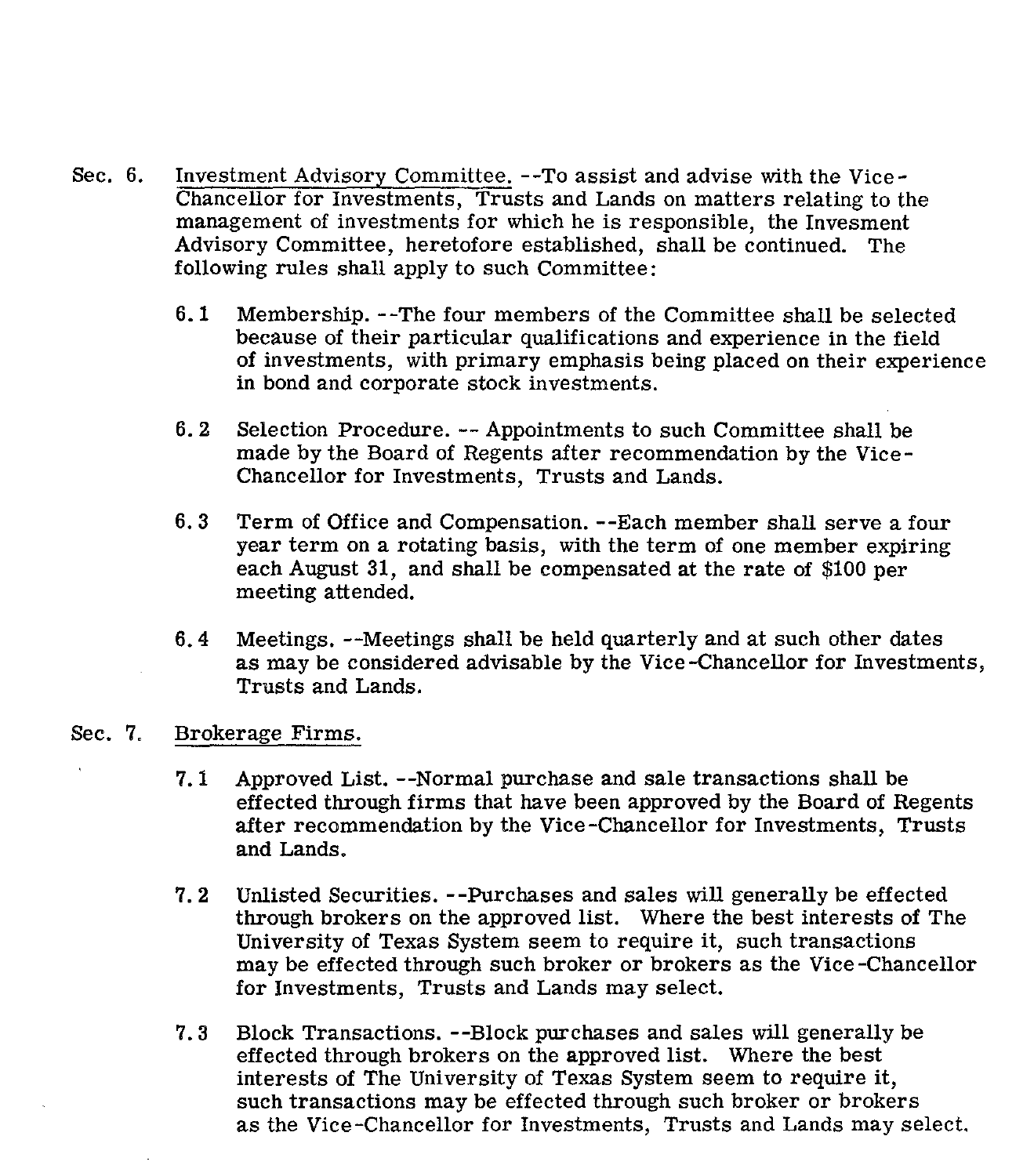Sec. 6. Investment Advisory Committee. --To assist and advise with the Vice-Chancellor for Investments, Trusts and Lands on matters relating to the management of investments for which he is responsible, the Invesment Advisory Committee, heretofore established, shall be continued. The following rules shall apply to such Committee:

6.1 Membership. --The four members of the Committee shall be selected because of their particular qualifications and experience in the field of investments, with primary emphasis being placed on their experience in bond and corporate stock investments.

6.2 Selection Procedure. -- Appointments to such Committee shall be made by the Board of Regents after recommendation by the Vice-Chancellor for Investments, Trusts and Lands.

6.3 Term of Office and Compensation. --Each member shall serve a four year term on a rotating basis, with the term of one member expiring each August 31, and shall be compensated at the rate of $100 per meeting attended.

6.4 Meetings. --Meetings shall be held quarterly and at such other dates as may be considered advisable by the Vice-Chancellor for Investments, Trusts and Lands.

Sec. 7. Brokerage Firms.

7.1 Approved List. --Normal purchase and sale transactions shall be effected through firms that have been approved by the Board of Regents after recommendation by the Vice-Chancellor for Investments, Trusts and Lands.

7.2 Unlisted Securities. --Purchases and sales will generally be effected through brokers on the approved list. Where the best interests of The University of Texas System seem to require it, such transactions may be effected through such broker or brokers as the Vice-Chancellor for Investments, Trusts and Lands may select.

7.3 Block Transactions. --Block purchases and sales will generally be effected through brokers on the approved list. Where the best interests of The University of Texas System seem to require it, such transactions may be effected through such broker or brokers as the Vice-Chancellor for Investments, Trusts and Lands may select.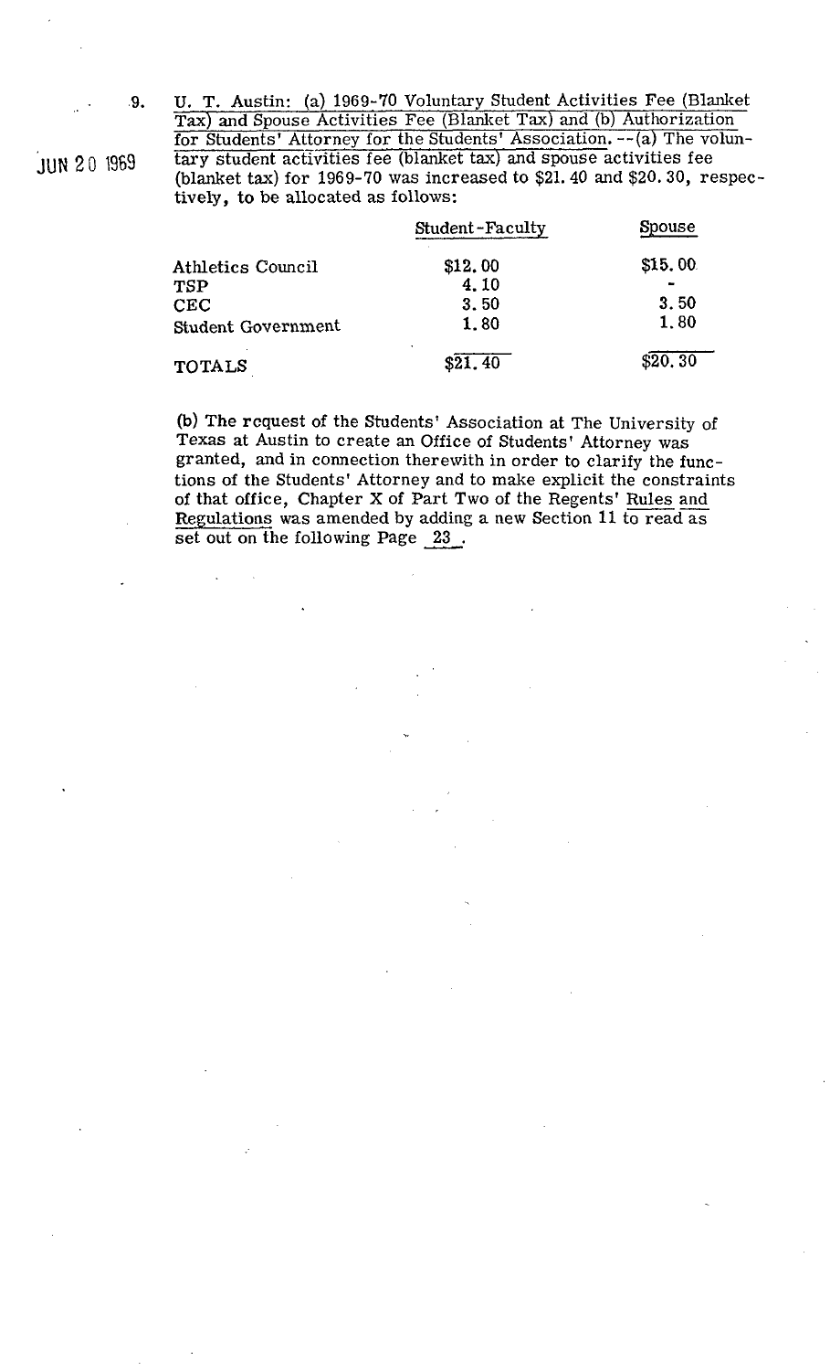JUN 20 1969

9. U. T. Austin: (a) 1969-70 Voluntary Student Activities Fee (Blanket Tax) and Spouse Activities Fee (Blanket Tax) and (b) Authorization for Students' Attorney for the Students' Association. --(a) The voluntary student activities fee (blanket tax) and spouse activities fee (blanket tax) for 1969-70 was increased to $21.40 and $20.30, respectively, to be allocated as follows:

| | Student-Faculty | Spouse |
|---|---|---|
| Athletics Council | $12.00 | $15.00 |
| TSP | 4.10 | - |
| CEC | 3.50 | 3.50 |
| Student Government | 1.80 | 1.80 |
| TOTALS | $21.40 | $20.30 |

(b) The request of the Students' Association at The University of Texas at Austin to create an Office of Students' Attorney was granted, and in connection therewith in order to clarify the functions of the Students' Attorney and to make explicit the constraints of that office, Chapter X of Part Two of the Regents' Rules and Regulations was amended by adding a new Section 11 to read as set out on the following Page 23.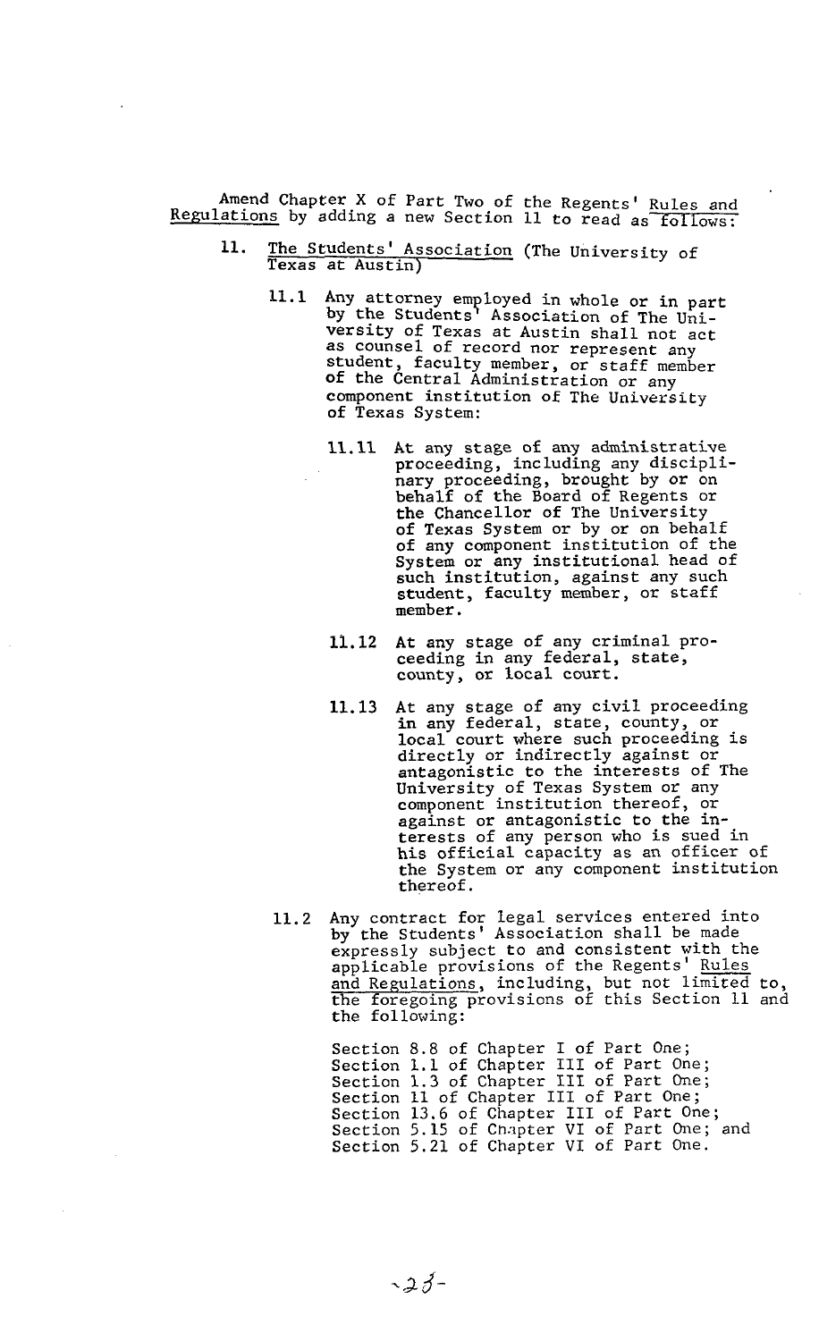Amend Chapter X of Part Two of the Regents' Rules and Regulations by adding a new Section 11 to read as follows:

11. The Students' Association (The University of Texas at Austin)

   11.1 Any attorney employed in whole or in part by the Students' Association of The University of Texas at Austin shall not act as counsel of record nor represent any student, faculty member, or staff member of the Central Administration or any component institution of The University of Texas System:

      11.11 At any stage of any administrative proceeding, including any disciplinary proceeding, brought by or on behalf of the Board of Regents or the Chancellor of The University of Texas System or by or on behalf of any component institution of the System or any institutional head of such institution, against any such student, faculty member, or staff member.

      11.12 At any stage of any criminal proceeding in any federal, state, county, or local court.

      11.13 At any stage of any civil proceeding in any federal, state, county, or local court where such proceeding is directly or indirectly against or antagonistic to the interests of The University of Texas System or any component institution thereof, or against or antagonistic to the interests of any person who is sued in his official capacity as an officer of the System or any component institution thereof.

   11.2 Any contract for legal services entered into by the Students' Association shall be made expressly subject to and consistent with the applicable provisions of the Regents' Rules and Regulations, including, but not limited to, the foregoing provisions of this Section 11 and the following:

      Section 8.8 of Chapter I of Part One;
      Section 1.1 of Chapter III of Part One;
      Section 1.3 of Chapter III of Part One;
      Section 11 of Chapter III of Part One;
      Section 13.6 of Chapter III of Part One;
      Section 5.15 of Chapter VI of Part One; and
      Section 5.21 of Chapter VI of Part One.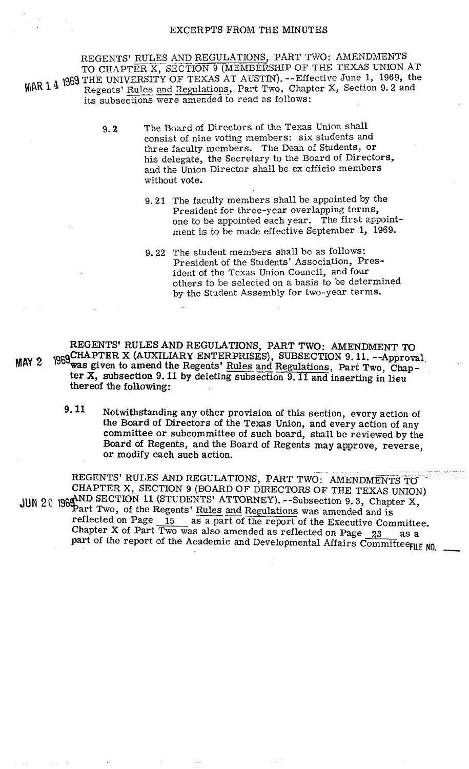EXCERPTS FROM THE MINUTES

MAR 14 1969 REGENTS' RULES AND REGULATIONS, PART TWO: AMENDMENTS TO CHAPTER X, SECTION 9 (MEMBERSHIP OF THE TEXAS UNION AT THE UNIVERSITY OF TEXAS AT AUSTIN). --Effective June 1, 1969, the Regents' Rules and Regulations, Part Two, Chapter X, Section 9.2 and its subsections were amended to read as follows:

> 9.2 The Board of Directors of the Texas Union shall consist of nine voting members: six students and three faculty members. The Dean of Students, or his delegate, the Secretary to the Board of Directors, and the Union Director shall be ex officio members without vote.
>
> > 9.21 The faculty members shall be appointed by the President for three-year overlapping terms, one to be appointed each year. The first appointment is to be made effective September 1, 1969.
> >
> > 9.22 The student members shall be as follows: President of the Students' Association, President of the Texas Union Council, and four others to be selected on a basis to be determined by the Student Assembly for two-year terms.

MAY 2 1969 **REGENTS' RULES AND REGULATIONS, PART TWO: AMENDMENT TO CHAPTER X (AUXILIARY ENTERPRISES), SUBSECTION 9.11. --Approval was given to amend the Regents' Rules and Regulations, Part Two, Chapter X, subsection 9.11 by deleting subsection 9.11 and inserting in lieu thereof the following:**

> **9.11** Notwithstanding any other provision of this section, every action of the Board of Directors of the Texas Union, and every action of any committee or subcommittee of such board, shall be reviewed by the Board of Regents, and the Board of Regents may approve, reverse, or modify each such action.

JUN 20 1969 REGENTS' RULES AND REGULATIONS, PART TWO: AMENDMENTS TO CHAPTER X, SECTION 9 (BOARD OF DIRECTORS OF THE TEXAS UNION) AND SECTION 11 (STUDENTS' ATTORNEY). --Subsection 9.3, Chapter X, Part Two, of the Regents' Rules and Regulations was amended and is reflected on Page 15 as a part of the report of the Executive Committee. Chapter X of Part Two was also amended as reflected on Page 23 as a part of the report of the Academic and Developmental Affairs Committee. FILE NO. ___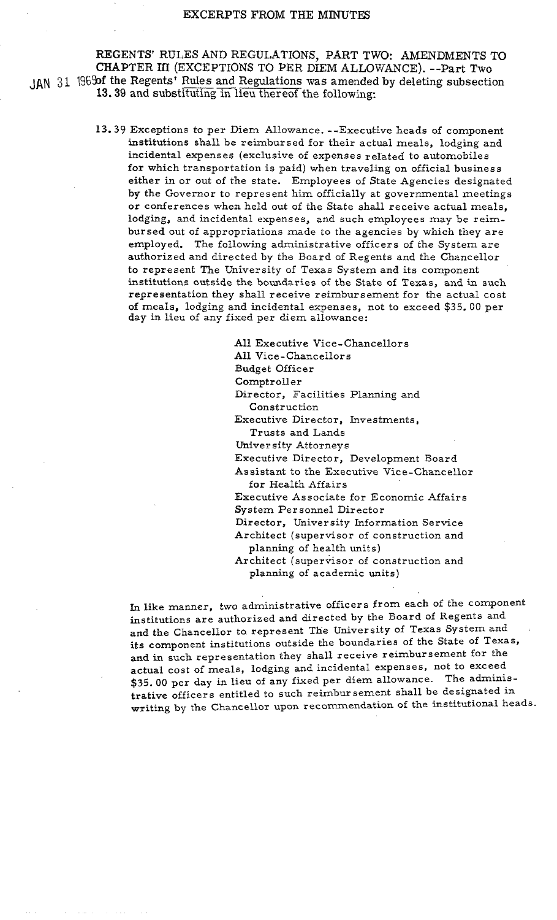EXCERPTS FROM THE MINUTES

REGENTS' RULES AND REGULATIONS, PART TWO: AMENDMENTS TO CHAPTER III (EXCEPTIONS TO PER DIEM ALLOWANCE). --Part Two of the Regents' Rules and Regulations was amended by deleting subsection 13.39 and substituting in lieu thereof the following:

JAN 31 1969

13.39 Exceptions to per Diem Allowance. --Executive heads of component institutions shall be reimbursed for their actual meals, lodging and incidental expenses (exclusive of expenses related to automobiles for which transportation is paid) when traveling on official business either in or out of the state. Employees of State Agencies designated by the Governor to represent him officially at governmental meetings or conferences when held out of the State shall receive actual meals, lodging, and incidental expenses, and such employees may be reimbursed out of appropriations made to the agencies by which they are employed. The following administrative officers of the System are authorized and directed by the Board of Regents and the Chancellor to represent The University of Texas System and its component institutions outside the boundaries of the State of Texas, and in such representation they shall receive reimbursement for the actual cost of meals, lodging and incidental expenses, not to exceed $35.00 per day in lieu of any fixed per diem allowance:

- All Executive Vice-Chancellors
- All Vice-Chancellors
- Budget Officer
- Comptroller
- Director, Facilities Planning and Construction
- Executive Director, Investments, Trusts and Lands
- University Attorneys
- Executive Director, Development Board
- Assistant to the Executive Vice-Chancellor for Health Affairs
- Executive Associate for Economic Affairs
- System Personnel Director
- Director, University Information Service
- Architect (supervisor of construction and planning of health units)
- Architect (supervisor of construction and planning of academic units)

In like manner, two administrative officers from each of the component institutions are authorized and directed by the Board of Regents and and the Chancellor to represent The University of Texas System and its component institutions outside the boundaries of the State of Texas, and in such representation they shall receive reimbursement for the actual cost of meals, lodging and incidental expenses, not to exceed $35.00 per day in lieu of any fixed per diem allowance. The administrative officers entitled to such reimbursement shall be designated in writing by the Chancellor upon recommendation of the institutional heads.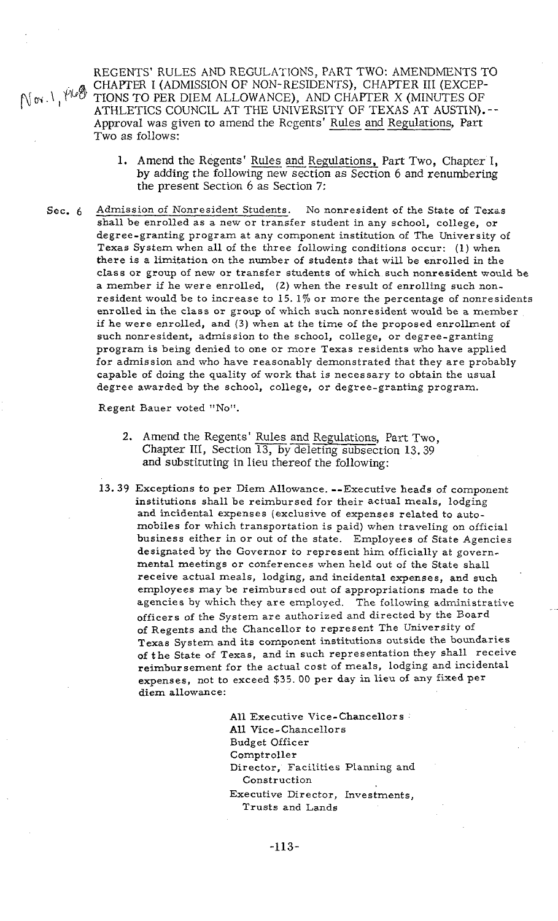Nov. 1, 1968

REGENTS' RULES AND REGULATIONS, PART TWO: AMENDMENTS TO CHAPTER I (ADMISSION OF NON-RESIDENTS), CHAPTER III (EXCEPTIONS TO PER DIEM ALLOWANCE), AND CHAPTER X (MINUTES OF ATHLETICS COUNCIL AT THE UNIVERSITY OF TEXAS AT AUSTIN).--Approval was given to amend the Regents' Rules and Regulations, Part Two as follows:

1. Amend the Regents' Rules and Regulations, Part Two, Chapter I, by adding the following new section as Section 6 and renumbering the present Section 6 as Section 7:

Sec. 6 Admission of Nonresident Students. No nonresident of the State of Texas shall be enrolled as a new or transfer student in any school, college, or degree-granting program at any component institution of The University of Texas System when all of the three following conditions occur: (1) when there is a limitation on the number of students that will be enrolled in the class or group of new or transfer students of which such nonresident would be a member if he were enrolled, (2) when the result of enrolling such nonresident would be to increase to 15.1% or more the percentage of nonresidents enrolled in the class or group of which such nonresident would be a member if he were enrolled, and (3) when at the time of the proposed enrollment of such nonresident, admission to the school, college, or degree-granting program is being denied to one or more Texas residents who have applied for admission and who have reasonably demonstrated that they are probably capable of doing the quality of work that is necessary to obtain the usual degree awarded by the school, college, or degree-granting program.

Regent Bauer voted "No".

2. Amend the Regents' Rules and Regulations, Part Two, Chapter III, Section 13, by deleting subsection 13.39 and substituting in lieu thereof the following:

13.39 Exceptions to per Diem Allowance. --Executive heads of component institutions shall be reimbursed for their actual meals, lodging and incidental expenses (exclusive of expenses related to automobiles for which transportation is paid) when traveling on official business either in or out of the state. Employees of State Agencies designated by the Governor to represent him officially at governmental meetings or conferences when held out of the State shall receive actual meals, lodging, and incidental expenses, and such employees may be reimbursed out of appropriations made to the agencies by which they are employed. The following administrative officers of the System are authorized and directed by the Board of Regents and the Chancellor to represent The University of Texas System and its component institutions outside the boundaries of the State of Texas, and in such representation they shall receive reimbursement for the actual cost of meals, lodging and incidental expenses, not to exceed $35.00 per day in lieu of any fixed per diem allowance:

All Executive Vice-Chancellors
All Vice-Chancellors
Budget Officer
Comptroller
Director, Facilities Planning and Construction
Executive Director, Investments, Trusts and Lands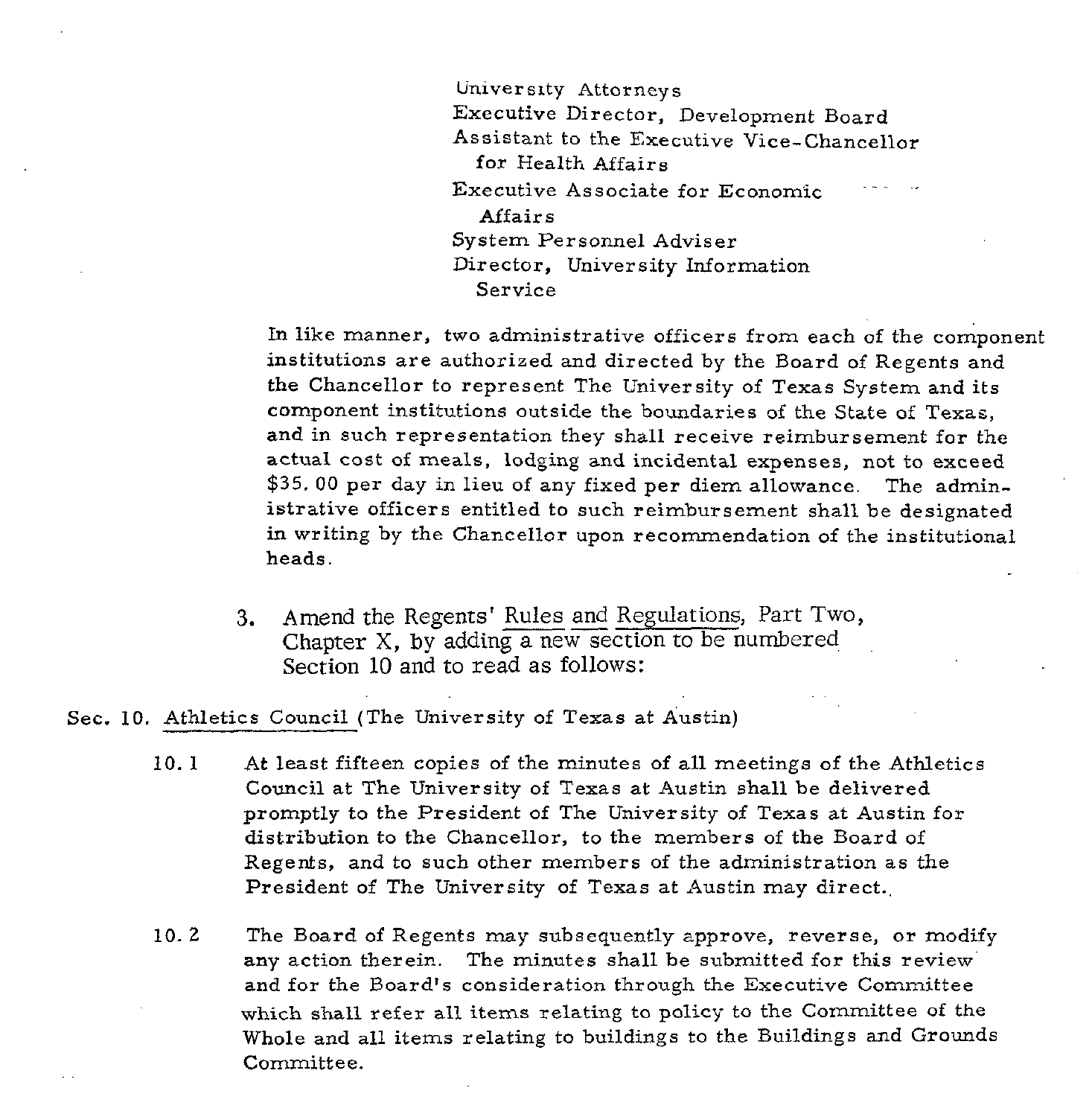University Attorneys
Executive Director, Development Board
Assistant to the Executive Vice-Chancellor for Health Affairs
Executive Associate for Economic Affairs
System Personnel Adviser
Director, University Information Service

In like manner, two administrative officers from each of the component institutions are authorized and directed by the Board of Regents and the Chancellor to represent The University of Texas System and its component institutions outside the boundaries of the State of Texas, and in such representation they shall receive reimbursement for the actual cost of meals, lodging and incidental expenses, not to exceed $35.00 per day in lieu of any fixed per diem allowance. The administrative officers entitled to such reimbursement shall be designated in writing by the Chancellor upon recommendation of the institutional heads.

3. Amend the Regents' Rules and Regulations, Part Two, Chapter X, by adding a new section to be numbered Section 10 and to read as follows:

Sec. 10. Athletics Council (The University of Texas at Austin)

10.1 At least fifteen copies of the minutes of all meetings of the Athletics Council at The University of Texas at Austin shall be delivered promptly to the President of The University of Texas at Austin for distribution to the Chancellor, to the members of the Board of Regents, and to such other members of the administration as the President of The University of Texas at Austin may direct.

10.2 The Board of Regents may subsequently approve, reverse, or modify any action therein. The minutes shall be submitted for this review and for the Board's consideration through the Executive Committee which shall refer all items relating to policy to the Committee of the Whole and all items relating to buildings to the Buildings and Grounds Committee.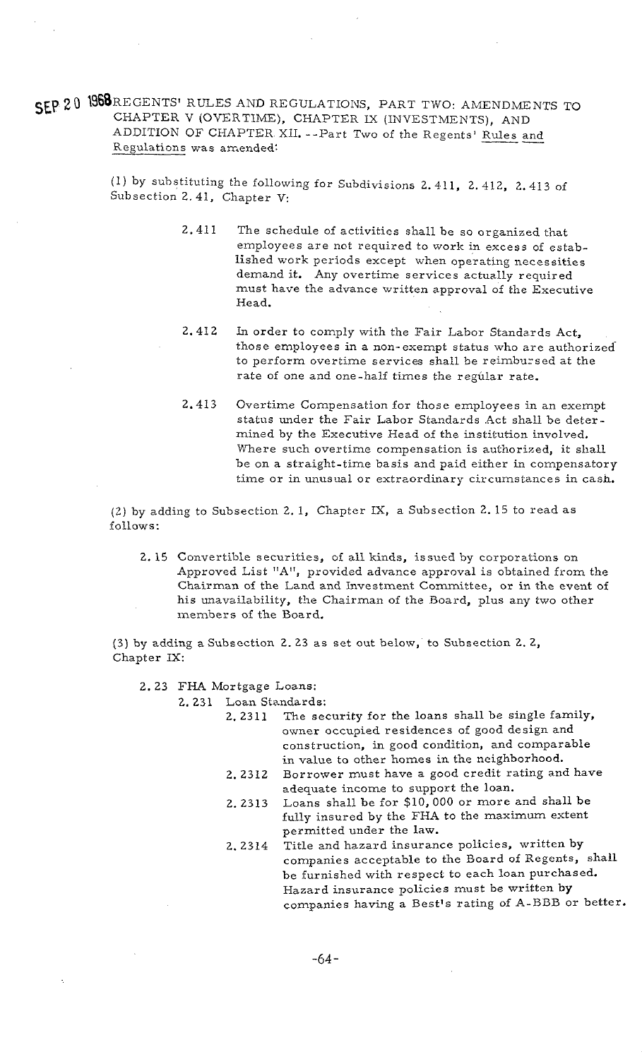SEP 20 1968 REGENTS' RULES AND REGULATIONS, PART TWO: AMENDMENTS TO CHAPTER V (OVERTIME), CHAPTER IX (INVESTMENTS), AND ADDITION OF CHAPTER XII. --Part Two of the Regents' Rules and Regulations was amended:

(1) by substituting the following for Subdivisions 2.411, 2.412, 2.413 of Subsection 2.41, Chapter V:

> 2.411 The schedule of activities shall be so organized that employees are not required to work in excess of established work periods except when operating necessities demand it. Any overtime services actually required must have the advance written approval of the Executive Head.
>
> 2.412 In order to comply with the Fair Labor Standards Act, those employees in a non-exempt status who are authorized to perform overtime services shall be reimbursed at the rate of one and one-half times the regular rate.
>
> 2.413 Overtime Compensation for those employees in an exempt status under the Fair Labor Standards Act shall be determined by the Executive Head of the institution involved. Where such overtime compensation is authorized, it shall be on a straight-time basis and paid either in compensatory time or in unusual or extraordinary circumstances in cash.

(2) by adding to Subsection 2.1, Chapter IX, a Subsection 2.15 to read as follows:

> 2.15 Convertible securities, of all kinds, issued by corporations on Approved List "A", provided advance approval is obtained from the Chairman of the Land and Investment Committee, or in the event of his unavailability, the Chairman of the Board, plus any two other members of the Board.

(3) by adding a Subsection 2.23 as set out below, to Subsection 2.2, Chapter IX:

> 2.23 FHA Mortgage Loans:
>
> 2.231 Loan Standards:
>
> 2.2311 The security for the loans shall be single family, owner occupied residences of good design and construction, in good condition, and comparable in value to other homes in the neighborhood.
>
> 2.2312 Borrower must have a good credit rating and have adequate income to support the loan.
>
> 2.2313 Loans shall be for $10,000 or more and shall be fully insured by the FHA to the maximum extent permitted under the law.
>
> 2.2314 Title and hazard insurance policies, written by companies acceptable to the Board of Regents, shall be furnished with respect to each loan purchased. Hazard insurance policies must be written by companies having a Best's rating of A-BBB or better.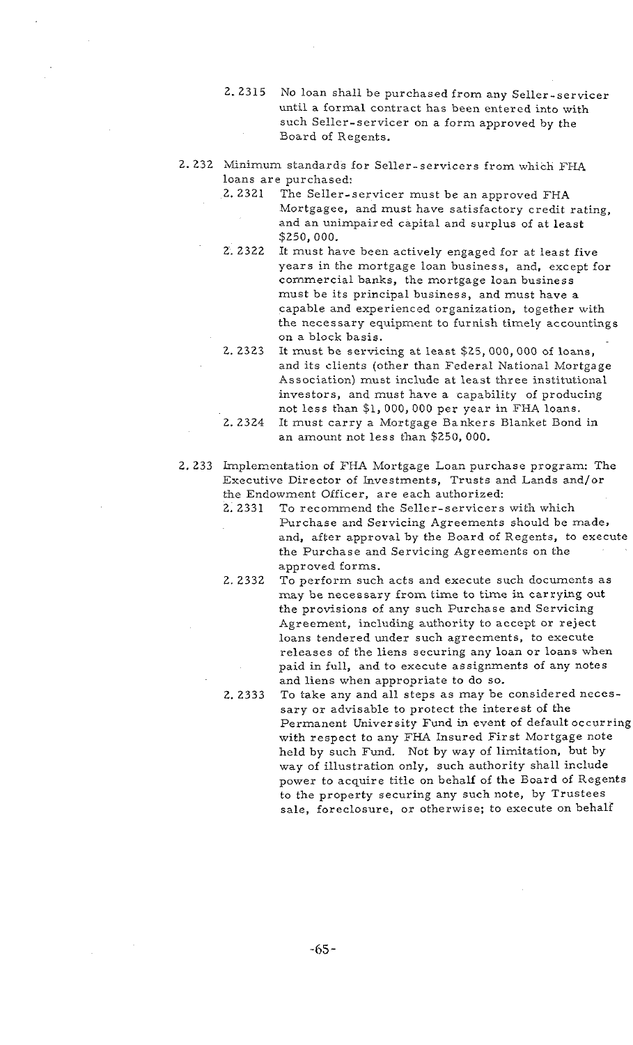2.2315 No loan shall be purchased from any Seller-servicer until a formal contract has been entered into with such Seller-servicer on a form approved by the Board of Regents.

2.232 Minimum standards for Seller-servicers from which FHA loans are purchased:

2.2321 The Seller-servicer must be an approved FHA Mortgagee, and must have satisfactory credit rating, and an unimpaired capital and surplus of at least $250,000.

2.2322 It must have been actively engaged for at least five years in the mortgage loan business, and, except for commercial banks, the mortgage loan business must be its principal business, and must have a capable and experienced organization, together with the necessary equipment to furnish timely accountings on a block basis.

2.2323 It must be servicing at least $25,000,000 of loans, and its clients (other than Federal National Mortgage Association) must include at least three institutional investors, and must have a capability of producing not less than $1,000,000 per year in FHA loans.

2.2324 It must carry a Mortgage Bankers Blanket Bond in an amount not less than $250,000.

2.233 Implementation of FHA Mortgage Loan purchase program: The Executive Director of Investments, Trusts and Lands and/or the Endowment Officer, are each authorized:

2.2331 To recommend the Seller-servicers with which Purchase and Servicing Agreements should be made, and, after approval by the Board of Regents, to execute the Purchase and Servicing Agreements on the approved forms.

2.2332 To perform such acts and execute such documents as may be necessary from time to time in carrying out the provisions of any such Purchase and Servicing Agreement, including authority to accept or reject loans tendered under such agreements, to execute releases of the liens securing any loan or loans when paid in full, and to execute assignments of any notes and liens when appropriate to do so.

2.2333 To take any and all steps as may be considered necessary or advisable to protect the interest of the Permanent University Fund in event of default occurring with respect to any FHA Insured First Mortgage note held by such Fund. Not by way of limitation, but by way of illustration only, such authority shall include power to acquire title on behalf of the Board of Regents to the property securing any such note, by Trustees sale, foreclosure, or otherwise; to execute on behalf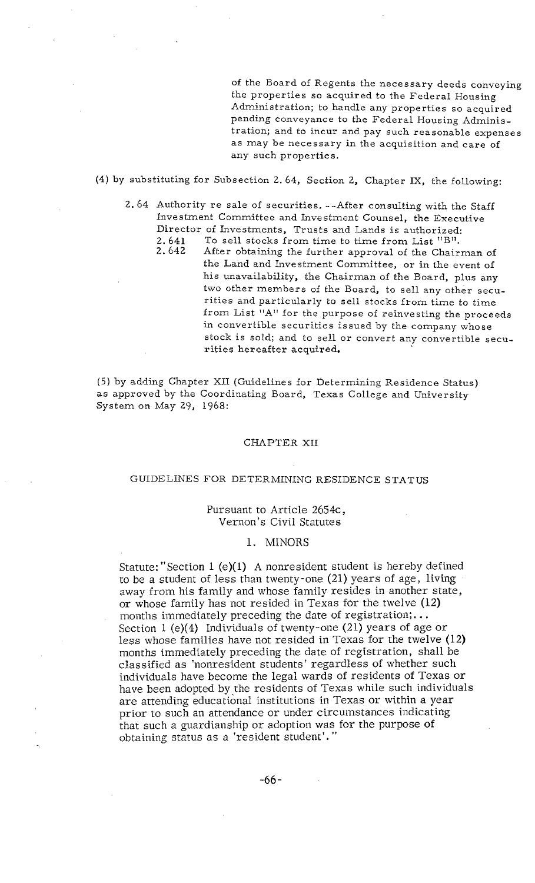of the Board of Regents the necessary deeds conveying the properties so acquired to the Federal Housing Administration; to handle any properties so acquired pending conveyance to the Federal Housing Administration; and to incur and pay such reasonable expenses as may be necessary in the acquisition and care of any such properties.

(4) by substituting for Subsection 2.64, Section 2, Chapter IX, the following:

2.64 Authority re sale of securities. --After consulting with the Staff Investment Committee and Investment Counsel, the Executive Director of Investments, Trusts and Lands is authorized:

2.641 To sell stocks from time to time from List "B".

2.642 After obtaining the further approval of the Chairman of the Land and Investment Committee, or in the event of his unavailability, the Chairman of the Board, plus any two other members of the Board, to sell any other securities and particularly to sell stocks from time to time from List "A" for the purpose of reinvesting the proceeds in convertible securities issued by the company whose stock is sold; and to sell or convert any convertible securities hereafter acquired.

(5) by adding Chapter XII (Guidelines for Determining Residence Status) as approved by the Coordinating Board, Texas College and University System on May 29, 1968:

## CHAPTER XII

## GUIDELINES FOR DETERMINING RESIDENCE STATUS

Pursuant to Article 2654c, Vernon's Civil Statutes

### 1. MINORS

Statute: "Section 1 (e)(1) A nonresident student is hereby defined to be a student of less than twenty-one (21) years of age, living away from his family and whose family resides in another state, or whose family has not resided in Texas for the twelve (12) months immediately preceding the date of registration;... Section 1 (e)(4) Individuals of twenty-one (21) years of age or less whose families have not resided in Texas for the twelve (12) months immediately preceding the date of registration, shall be classified as 'nonresident students' regardless of whether such individuals have become the legal wards of residents of Texas or have been adopted by the residents of Texas while such individuals are attending educational institutions in Texas or within a year prior to such an attendance or under circumstances indicating that such a guardianship or adoption was for the purpose of obtaining status as a 'resident student'."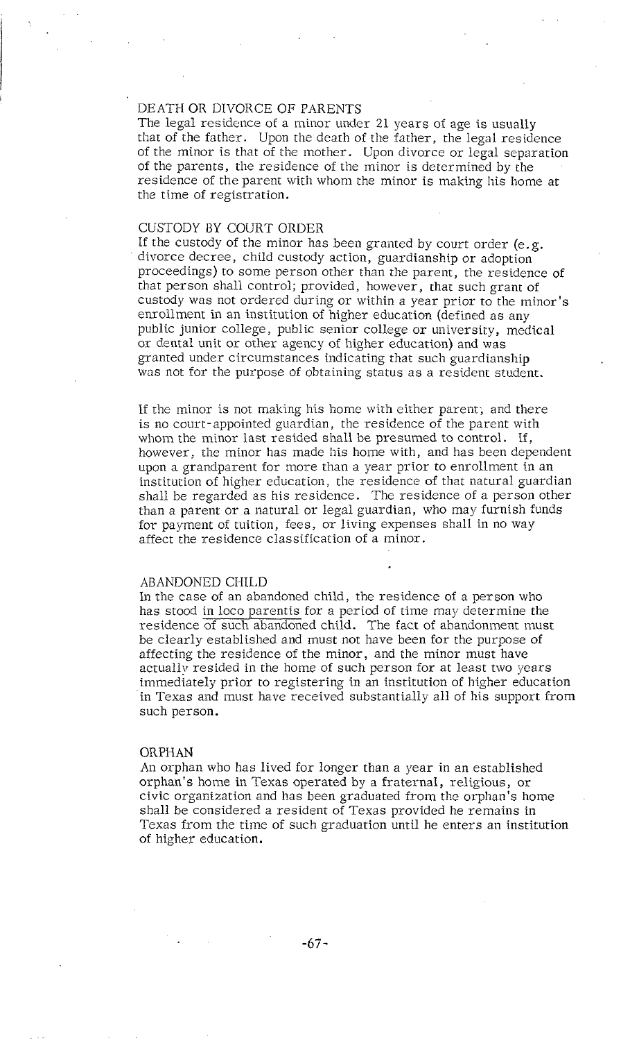## DEATH OR DIVORCE OF PARENTS

The legal residence of a minor under 21 years of age is usually that of the father. Upon the death of the father, the legal residence of the minor is that of the mother. Upon divorce or legal separation of the parents, the residence of the minor is determined by the residence of the parent with whom the minor is making his home at the time of registration.

## CUSTODY BY COURT ORDER

If the custody of the minor has been granted by court order (e.g. divorce decree, child custody action, guardianship or adoption proceedings) to some person other than the parent, the residence of that person shall control; provided, however, that such grant of custody was not ordered during or within a year prior to the minor's enrollment in an institution of higher education (defined as any public junior college, public senior college or university, medical or dental unit or other agency of higher education) and was granted under circumstances indicating that such guardianship was not for the purpose of obtaining status as a resident student.

If the minor is not making his home with either parent, and there is no court-appointed guardian, the residence of the parent with whom the minor last resided shall be presumed to control. If, however, the minor has made his home with, and has been dependent upon a grandparent for more than a year prior to enrollment in an institution of higher education, the residence of that natural guardian shall be regarded as his residence. The residence of a person other than a parent or a natural or legal guardian, who may furnish funds for payment of tuition, fees, or living expenses shall in no way affect the residence classification of a minor.

## ABANDONED CHILD

In the case of an abandoned child, the residence of a person who has stood in loco parentis for a period of time may determine the residence of such abandoned child. The fact of abandonment must be clearly established and must not have been for the purpose of affecting the residence of the minor, and the minor must have actually resided in the home of such person for at least two years immediately prior to registering in an institution of higher education in Texas and must have received substantially all of his support from such person.

## ORPHAN

An orphan who has lived for longer than a year in an established orphan's home in Texas operated by a fraternal, religious, or civic organization and has been graduated from the orphan's home shall be considered a resident of Texas provided he remains in Texas from the time of such graduation until he enters an institution of higher education.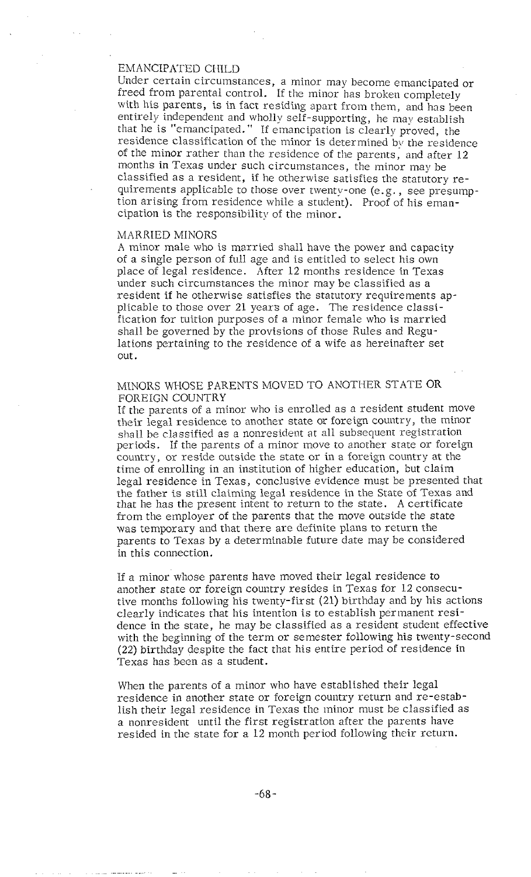## EMANCIPATED CHILD

Under certain circumstances, a minor may become emancipated or freed from parental control. If the minor has broken completely with his parents, is in fact residing apart from them, and has been entirely independent and wholly self-supporting, he may establish that he is "emancipated." If emancipation is clearly proved, the residence classification of the minor is determined by the residence of the minor rather than the residence of the parents, and after 12 months in Texas under such circumstances, the minor may be classified as a resident, if he otherwise satisfies the statutory requirements applicable to those over twenty-one (e.g., see presumption arising from residence while a student). Proof of his emancipation is the responsibility of the minor.

## MARRIED MINORS

A minor male who is married shall have the power and capacity of a single person of full age and is entitled to select his own place of legal residence. After 12 months residence in Texas under such circumstances the minor may be classified as a resident if he otherwise satisfies the statutory requirements applicable to those over 21 years of age. The residence classification for tuition purposes of a minor female who is married shall be governed by the provisions of those Rules and Regulations pertaining to the residence of a wife as hereinafter set out.

## MINORS WHOSE PARENTS MOVED TO ANOTHER STATE OR FOREIGN COUNTRY

If the parents of a minor who is enrolled as a resident student move their legal residence to another state or foreign country, the minor shall be classified as a nonresident at all subsequent registration periods. If the parents of a minor move to another state or foreign country, or reside outside the state or in a foreign country at the time of enrolling in an institution of higher education, but claim legal residence in Texas, conclusive evidence must be presented that the father is still claiming legal residence in the State of Texas and that he has the present intent to return to the state. A certificate from the employer of the parents that the move outside the state was temporary and that there are definite plans to return the parents to Texas by a determinable future date may be considered in this connection.

If a minor whose parents have moved their legal residence to another state or foreign country resides in Texas for 12 consecutive months following his twenty-first (21) birthday and by his actions clearly indicates that his intention is to establish permanent residence in the state, he may be classified as a resident student effective with the beginning of the term or semester following his twenty-second (22) birthday despite the fact that his entire period of residence in Texas has been as a student.

When the parents of a minor who have established their legal residence in another state or foreign country return and re-establish their legal residence in Texas the minor must be classified as a nonresident until the first registration after the parents have resided in the state for a 12 month period following their return.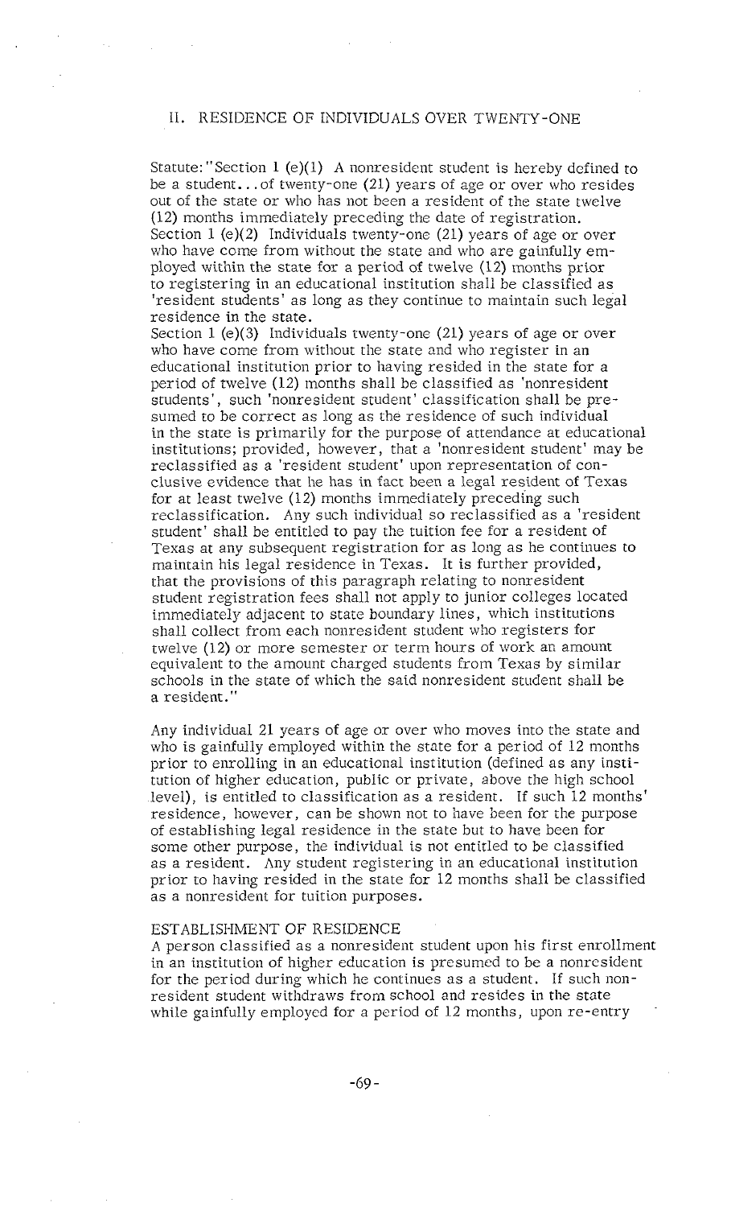## II. RESIDENCE OF INDIVIDUALS OVER TWENTY-ONE

Statute: "Section 1 (e)(1) A nonresident student is hereby defined to be a student. . . of twenty-one (21) years of age or over who resides out of the state or who has not been a resident of the state twelve (12) months immediately preceding the date of registration.
Section 1 (e)(2) Individuals twenty-one (21) years of age or over who have come from without the state and who are gainfully employed within the state for a period of twelve (12) months prior to registering in an educational institution shall be classified as 'resident students' as long as they continue to maintain such legal residence in the state.
Section 1 (e)(3) Individuals twenty-one (21) years of age or over who have come from without the state and who register in an educational institution prior to having resided in the state for a period of twelve (12) months shall be classified as 'nonresident students', such 'nonresident student' classification shall be presumed to be correct as long as the residence of such individual in the state is primarily for the purpose of attendance at educational institutions; provided, however, that a 'nonresident student' may be reclassified as a 'resident student' upon representation of conclusive evidence that he has in fact been a legal resident of Texas for at least twelve (12) months immediately preceding such reclassification. Any such individual so reclassified as a 'resident student' shall be entitled to pay the tuition fee for a resident of Texas at any subsequent registration for as long as he continues to maintain his legal residence in Texas. It is further provided, that the provisions of this paragraph relating to nonresident student registration fees shall not apply to junior colleges located immediately adjacent to state boundary lines, which institutions shall collect from each nonresident student who registers for twelve (12) or more semester or term hours of work an amount equivalent to the amount charged students from Texas by similar schools in the state of which the said nonresident student shall be a resident."

Any individual 21 years of age or over who moves into the state and who is gainfully employed within the state for a period of 12 months prior to enrolling in an educational institution (defined as any institution of higher education, public or private, above the high school level), is entitled to classification as a resident. If such 12 months' residence, however, can be shown not to have been for the purpose of establishing legal residence in the state but to have been for some other purpose, the individual is not entitled to be classified as a resident. Any student registering in an educational institution prior to having resided in the state for 12 months shall be classified as a nonresident for tuition purposes.

### ESTABLISHMENT OF RESIDENCE

A person classified as a nonresident student upon his first enrollment in an institution of higher education is presumed to be a nonresident for the period during which he continues as a student. If such nonresident student withdraws from school and resides in the state while gainfully employed for a period of 12 months, upon re-entry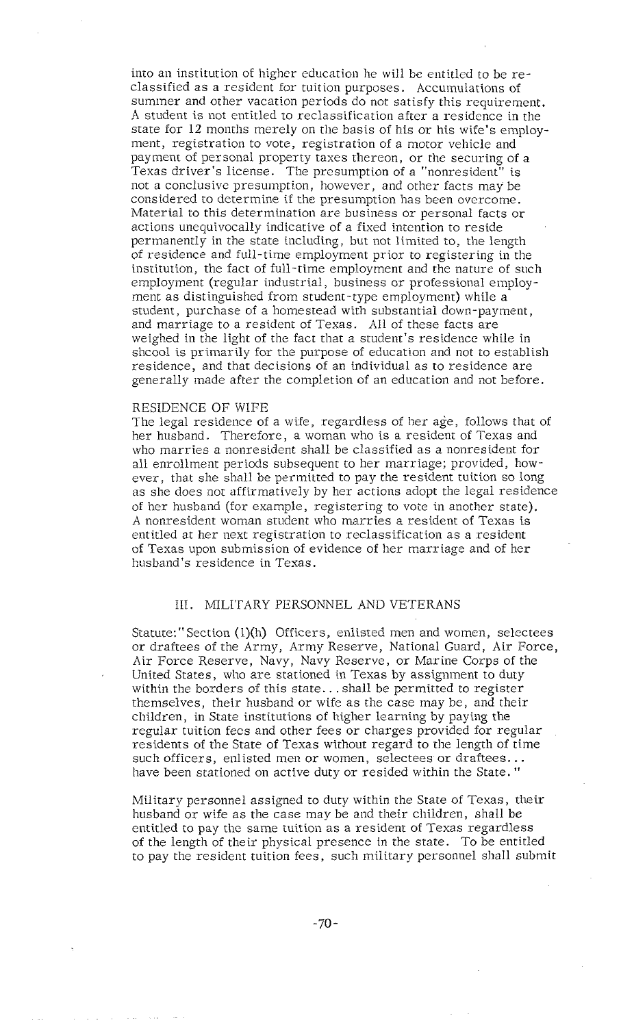into an institution of higher education he will be entitled to be reclassified as a resident for tuition purposes. Accumulations of summer and other vacation periods do not satisfy this requirement. A student is not entitled to reclassification after a residence in the state for 12 months merely on the basis of his or his wife's employment, registration to vote, registration of a motor vehicle and payment of personal property taxes thereon, or the securing of a Texas driver's license. The presumption of a "nonresident" is not a conclusive presumption, however, and other facts may be considered to determine if the presumption has been overcome. Material to this determination are business or personal facts or actions unequivocally indicative of a fixed intention to reside permanently in the state including, but not limited to, the length of residence and full-time employment prior to registering in the institution, the fact of full-time employment and the nature of such employment (regular industrial, business or professional employment as distinguished from student-type employment) while a student, purchase of a homestead with substantial down-payment, and marriage to a resident of Texas. All of these facts are weighed in the light of the fact that a student's residence while in shcool is primarily for the purpose of education and not to establish residence, and that decisions of an individual as to residence are generally made after the completion of an education and not before.

RESIDENCE OF WIFE

The legal residence of a wife, regardless of her age, follows that of her husband. Therefore, a woman who is a resident of Texas and who marries a nonresident shall be classified as a nonresident for all enrollment periods subsequent to her marriage; provided, however, that she shall be permitted to pay the resident tuition so long as she does not affirmatively by her actions adopt the legal residence of her husband (for example, registering to vote in another state). A nonresident woman student who marries a resident of Texas is entitled at her next registration to reclassification as a resident of Texas upon submission of evidence of her marriage and of her husband's residence in Texas.

## III. MILITARY PERSONNEL AND VETERANS

Statute: "Section (1)(h) Officers, enlisted men and women, selectees or draftees of the Army, Army Reserve, National Guard, Air Force, Air Force Reserve, Navy, Navy Reserve, or Marine Corps of the United States, who are stationed in Texas by assignment to duty within the borders of this state... shall be permitted to register themselves, their husband or wife as the case may be, and their children, in State institutions of higher learning by paying the regular tuition fees and other fees or charges provided for regular residents of the State of Texas without regard to the length of time such officers, enlisted men or women, selectees or draftees... have been stationed on active duty or resided within the State."

Military personnel assigned to duty within the State of Texas, their husband or wife as the case may be and their children, shall be entitled to pay the same tuition as a resident of Texas regardless of the length of their physical presence in the state. To be entitled to pay the resident tuition fees, such military personnel shall submit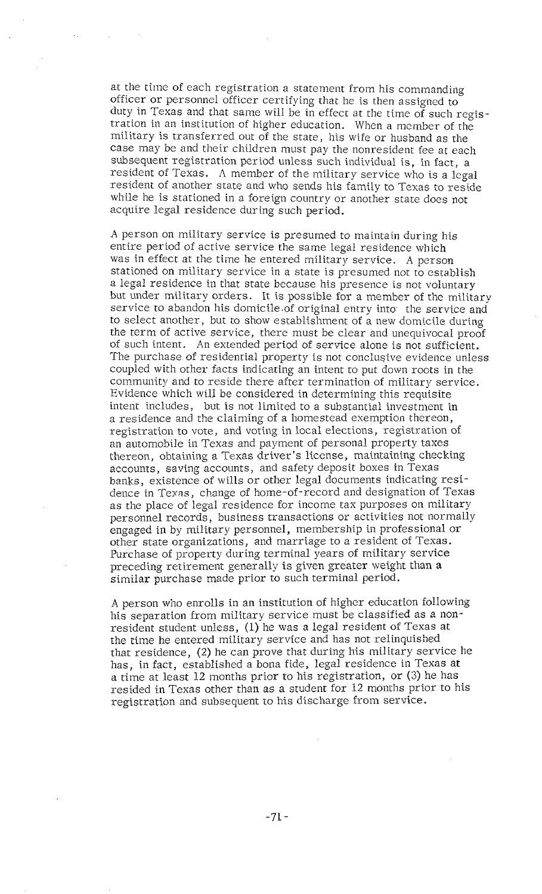at the time of each registration a statement from his commanding officer or personnel officer certifying that he is then assigned to duty in Texas and that same will be in effect at the time of such registration in an institution of higher education. When a member of the military is transferred out of the state, his wife or husband as the case may be and their children must pay the nonresident fee at each subsequent registration period unless such individual is, in fact, a resident of Texas. A member of the military service who is a legal resident of another state and who sends his family to Texas to reside while he is stationed in a foreign country or another state does not acquire legal residence during such period.

A person on military service is presumed to maintain during his entire period of active service the same legal residence which was in effect at the time he entered military service. A person stationed on military service in a state is presumed not to establish a legal residence in that state because his presence is not voluntary but under military orders. It is possible for a member of the military service to abandon his domicile of original entry into the service and to select another, but to show establishment of a new domicile during the term of active service, there must be clear and unequivocal proof of such intent. An extended period of service alone is not sufficient. The purchase of residential property is not conclusive evidence unless coupled with other facts indicating an intent to put down roots in the community and to reside there after termination of military service. Evidence which will be considered in determining this requisite intent includes, but is not limited to a substantial investment in a residence and the claiming of a homestead exemption thereon, registration to vote, and voting in local elections, registration of an automobile in Texas and payment of personal property taxes thereon, obtaining a Texas driver's license, maintaining checking accounts, saving accounts, and safety deposit boxes in Texas banks, existence of wills or other legal documents indicating residence in Texas, change of home-of-record and designation of Texas as the place of legal residence for income tax purposes on military personnel records, business transactions or activities not normally engaged in by military personnel, membership in professional or other state organizations, and marriage to a resident of Texas. Purchase of property during terminal years of military service preceding retirement generally is given greater weight than a similar purchase made prior to such terminal period.

A person who enrolls in an institution of higher education following his separation from military service must be classified as a nonresident student unless, (1) he was a legal resident of Texas at the time he entered military service and has not relinquished that residence, (2) he can prove that during his military service he has, in fact, established a bona fide, legal residence in Texas at a time at least 12 months prior to his registration, or (3) he has resided in Texas other than as a student for 12 months prior to his registration and subsequent to his discharge from service.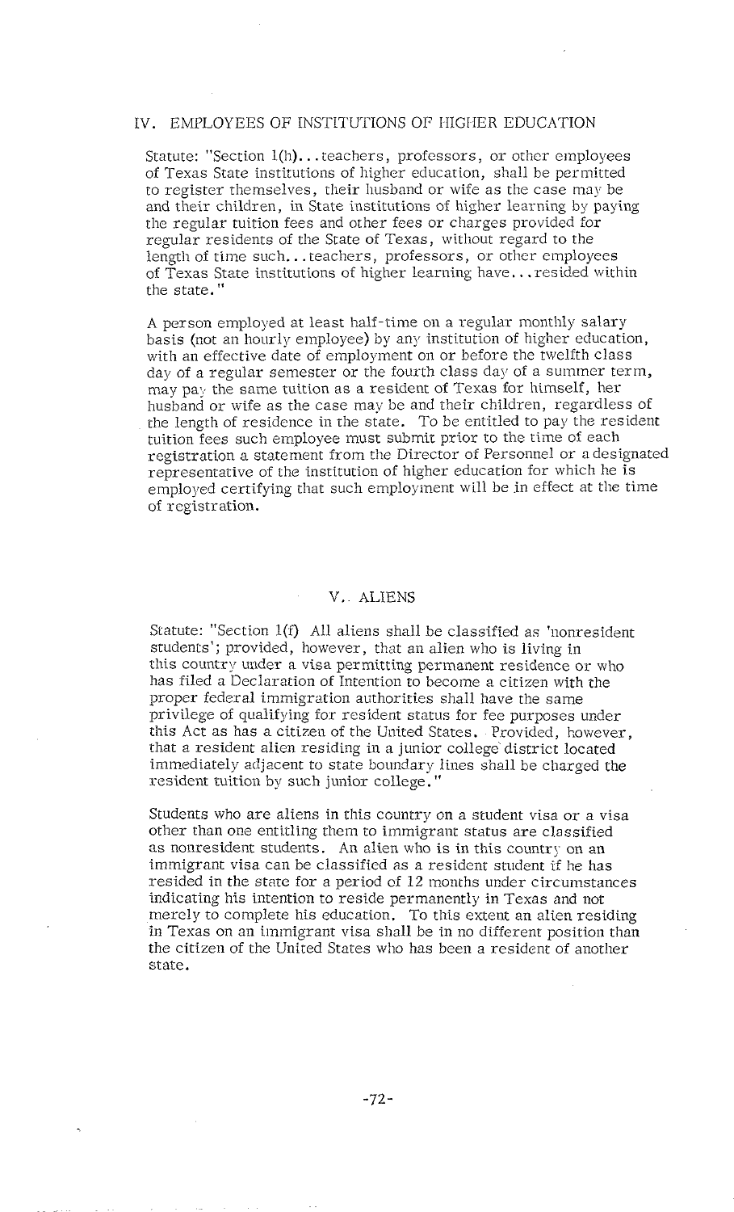## IV. EMPLOYEES OF INSTITUTIONS OF HIGHER EDUCATION

Statute: "Section 1(h)... teachers, professors, or other employees of Texas State institutions of higher education, shall be permitted to register themselves, their husband or wife as the case may be and their children, in State institutions of higher learning by paying the regular tuition fees and other fees or charges provided for regular residents of the State of Texas, without regard to the length of time such... teachers, professors, or other employees of Texas State institutions of higher learning have... resided within the state."

A person employed at least half-time on a regular monthly salary basis (not an hourly employee) by any institution of higher education, with an effective date of employment on or before the twelfth class day of a regular semester or the fourth class day of a summer term, may pay the same tuition as a resident of Texas for himself, her husband or wife as the case may be and their children, regardless of the length of residence in the state. To be entitled to pay the resident tuition fees such employee must submit prior to the time of each registration a statement from the Director of Personnel or a designated representative of the institution of higher education for which he is employed certifying that such employment will be in effect at the time of registration.

## V. ALIENS

Statute: "Section 1(f) All aliens shall be classified as 'nonresident students'; provided, however, that an alien who is living in this country under a visa permitting permanent residence or who has filed a Declaration of Intention to become a citizen with the proper federal immigration authorities shall have the same privilege of qualifying for resident status for fee purposes under this Act as has a citizen of the United States. Provided, however, that a resident alien residing in a junior college district located immediately adjacent to state boundary lines shall be charged the resident tuition by such junior college."

Students who are aliens in this country on a student visa or a visa other than one entitling them to immigrant status are classified as nonresident students. An alien who is in this country on an immigrant visa can be classified as a resident student if he has resided in the state for a period of 12 months under circumstances indicating his intention to reside permanently in Texas and not merely to complete his education. To this extent an alien residing in Texas on an immigrant visa shall be in no different position than the citizen of the United States who has been a resident of another state.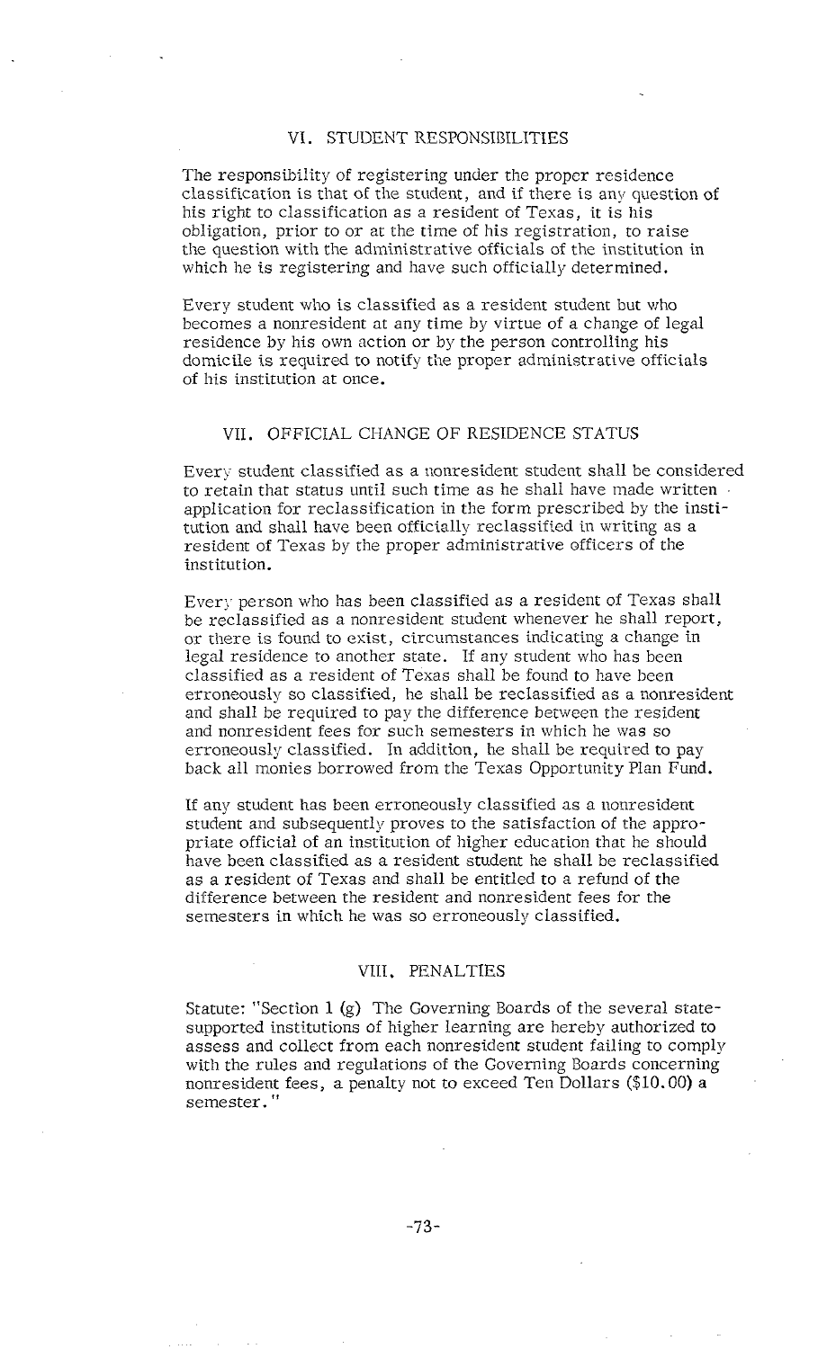## VI. STUDENT RESPONSIBILITIES

The responsibility of registering under the proper residence classification is that of the student, and if there is any question of his right to classification as a resident of Texas, it is his obligation, prior to or at the time of his registration, to raise the question with the administrative officials of the institution in which he is registering and have such officially determined.

Every student who is classified as a resident student but who becomes a nonresident at any time by virtue of a change of legal residence by his own action or by the person controlling his domicile is required to notify the proper administrative officials of his institution at once.

## VII. OFFICIAL CHANGE OF RESIDENCE STATUS

Every student classified as a nonresident student shall be considered to retain that status until such time as he shall have made written application for reclassification in the form prescribed by the institution and shall have been officially reclassified in writing as a resident of Texas by the proper administrative officers of the institution.

Every person who has been classified as a resident of Texas shall be reclassified as a nonresident student whenever he shall report, or there is found to exist, circumstances indicating a change in legal residence to another state. If any student who has been classified as a resident of Texas shall be found to have been erroneously so classified, he shall be reclassified as a nonresident and shall be required to pay the difference between the resident and nonresident fees for such semesters in which he was so erroneously classified. In addition, he shall be required to pay back all monies borrowed from the Texas Opportunity Plan Fund.

If any student has been erroneously classified as a nonresident student and subsequently proves to the satisfaction of the appropriate official of an institution of higher education that he should have been classified as a resident student he shall be reclassified as a resident of Texas and shall be entitled to a refund of the difference between the resident and nonresident fees for the semesters in which he was so erroneously classified.

## VIII. PENALTIES

Statute: "Section 1 (g) The Governing Boards of the several state-supported institutions of higher learning are hereby authorized to assess and collect from each nonresident student failing to comply with the rules and regulations of the Governing Boards concerning nonresident fees, a penalty not to exceed Ten Dollars ($10.00) a semester."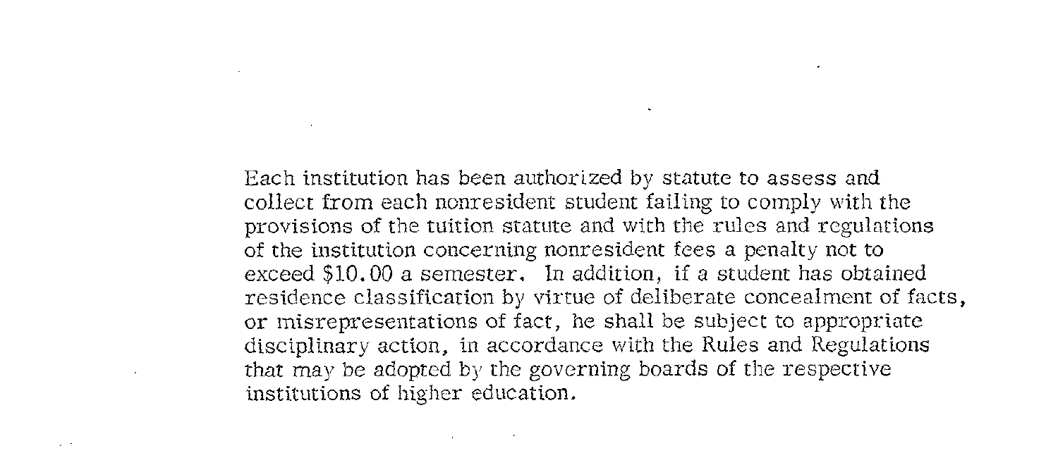Each institution has been authorized by statute to assess and collect from each nonresident student failing to comply with the provisions of the tuition statute and with the rules and regulations of the institution concerning nonresident fees a penalty not to exceed $10.00 a semester. In addition, if a student has obtained residence classification by virtue of deliberate concealment of facts, or misrepresentations of fact, he shall be subject to appropriate disciplinary action, in accordance with the Rules and Regulations that may be adopted by the governing boards of the respective institutions of higher education.